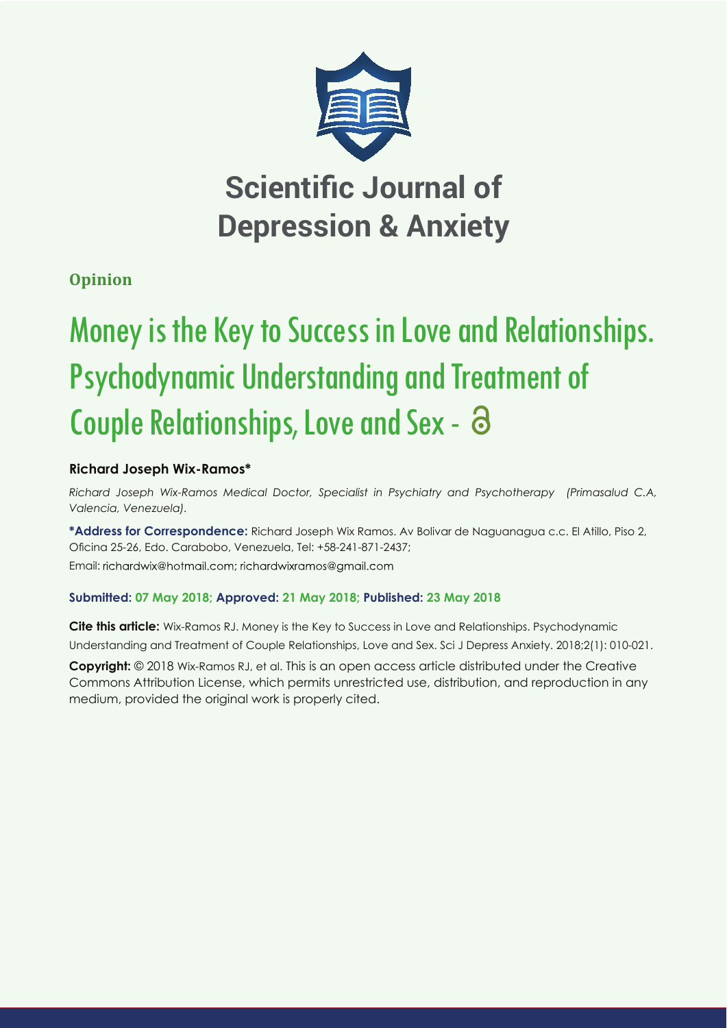# Scientific Journal of Depression & Anxiety

**Opinion**

# Money is the Key to Success in Love and Relationships. Psychodynamic Understanding and Treatment of Couple Relationships, Love and Sex -

**Richard Joseph Wix-Ramos***

*Richard Joseph Wix-Ramos Medical Doctor, Specialist in Psychiatry and Psychotherapy (Primasalud C.A, Valencia, Venezuela).*

**\*Address for Correspondence:** Richard Joseph Wix Ramos. Av Bolivar de Naguanagua c.c. El Atillo, Piso 2, Oficina 25-26, Edo. Carabobo, Venezuela, Tel: +58-241-871-2437;
Email: richardwix@hotmail.com; richardwixramos@gmail.com

**Submitted: 07 May 2018; Approved: 21 May 2018; Published: 23 May 2018**

**Cite this article:** Wix-Ramos RJ. Money is the Key to Success in Love and Relationships. Psychodynamic Understanding and Treatment of Couple Relationships, Love and Sex. Sci J Depress Anxiety. 2018;2(1): 010-021.

**Copyright:** © 2018 Wix-Ramos RJ, et al. This is an open access article distributed under the Creative Commons Attribution License, which permits unrestricted use, distribution, and reproduction in any medium, provided the original work is properly cited.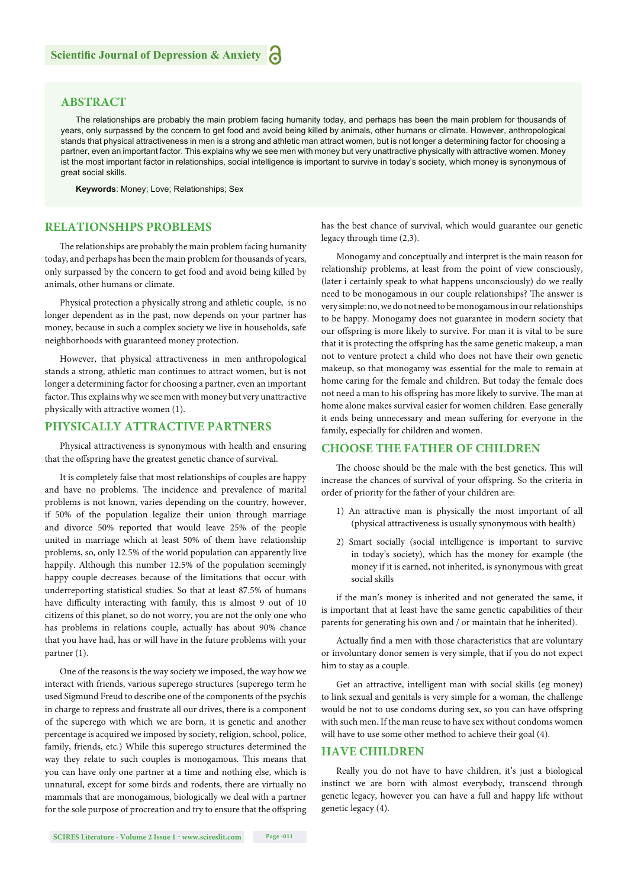## ABSTRACT

The relationships are probably the main problem facing humanity today, and perhaps has been the main problem for thousands of years, only surpassed by the concern to get food and avoid being killed by animals, other humans or climate. However, anthropological stands that physical attractiveness in men is a strong and athletic man attract women, but is not longer a determining factor for choosing a partner, even an important factor. This explains why we see men with money but very unattractive physically with attractive women. Money ist the most important factor in relationships, social intelligence is important to survive in today's society, which money is synonymous of great social skills.

**Keywords**: Money; Love; Relationships; Sex

## RELATIONSHIPS PROBLEMS

The relationships are probably the main problem facing humanity today, and perhaps has been the main problem for thousands of years, only surpassed by the concern to get food and avoid being killed by animals, other humans or climate.

Physical protection a physically strong and athletic couple, is no longer dependent as in the past, now depends on your partner has money, because in such a complex society we live in households, safe neighborhoods with guaranteed money protection.

However, that physical attractiveness in men anthropological stands a strong, athletic man continues to attract women, but is not longer a determining factor for choosing a partner, even an important factor. This explains why we see men with money but very unattractive physically with attractive women (1).

## PHYSICALLY ATTRACTIVE PARTNERS

Physical attractiveness is synonymous with health and ensuring that the offspring have the greatest genetic chance of survival.

It is completely false that most relationships of couples are happy and have no problems. The incidence and prevalence of marital problems is not known, varies depending on the country, however, if 50% of the population legalize their union through marriage and divorce 50% reported that would leave 25% of the people united in marriage which at least 50% of them have relationship problems, so, only 12.5% of the world population can apparently live happily. Although this number 12.5% of the population seemingly happy couple decreases because of the limitations that occur with underreporting statistical studies. So that at least 87.5% of humans have difficulty interacting with family, this is almost 9 out of 10 citizens of this planet, so do not worry, you are not the only one who has problems in relations couple, actually has about 90% chance that you have had, has or will have in the future problems with your partner (1).

One of the reasons is the way society we imposed, the way how we interact with friends, various superego structures (superego term he used Sigmund Freud to describe one of the components of the psychis in charge to repress and frustrate all our drives, there is a component of the superego with which we are born, it is genetic and another percentage is acquired we imposed by society, religion, school, police, family, friends, etc.) While this superego structures determined the way they relate to such couples is monogamous. This means that you can have only one partner at a time and nothing else, which is unnatural, except for some birds and rodents, there are virtually no mammals that are monogamous, biologically we deal with a partner for the sole purpose of procreation and try to ensure that the offspring has the best chance of survival, which would guarantee our genetic legacy through time (2,3).

Monogamy and conceptually and interpret is the main reason for relationship problems, at least from the point of view consciously, (later i certainly speak to what happens unconsciously) do we really need to be monogamous in our couple relationships? The answer is very simple: no, we do not need to be monogamous in our relationships to be happy. Monogamy does not guarantee in modern society that our offspring is more likely to survive. For man it is vital to be sure that it is protecting the offspring has the same genetic makeup, a man not to venture protect a child who does not have their own genetic makeup, so that monogamy was essential for the male to remain at home caring for the female and children. But today the female does not need a man to his offspring has more likely to survive. The man at home alone makes survival easier for women children. Ease generally it ends being unnecessary and mean suffering for everyone in the family, especially for children and women.

## CHOOSE THE FATHER OF CHILDREN

The choose should be the male with the best genetics. This will increase the chances of survival of your offspring. So the criteria in order of priority for the father of your children are:

1) An attractive man is physically the most important of all (physical attractiveness is usually synonymous with health)
2) Smart socially (social intelligence is important to survive in today's society), which has the money for example (the money if it is earned, not inherited, is synonymous with great social skills

if the man's money is inherited and not generated the same, it is important that at least have the same genetic capabilities of their parents for generating his own and / or maintain that he inherited).

Actually find a men with those characteristics that are voluntary or involuntary donor semen is very simple, that if you do not expect him to stay as a couple.

Get an attractive, intelligent man with social skills (eg money) to link sexual and genitals is very simple for a woman, the challenge would be not to use condoms during sex, so you can have offspring with such men. If the man reuse to have sex without condoms women will have to use some other method to achieve their goal (4).

## HAVE CHILDREN

Really you do not have to have children, it's just a biological instinct we are born with almost everybody, transcend through genetic legacy, however you can have a full and happy life without genetic legacy (4).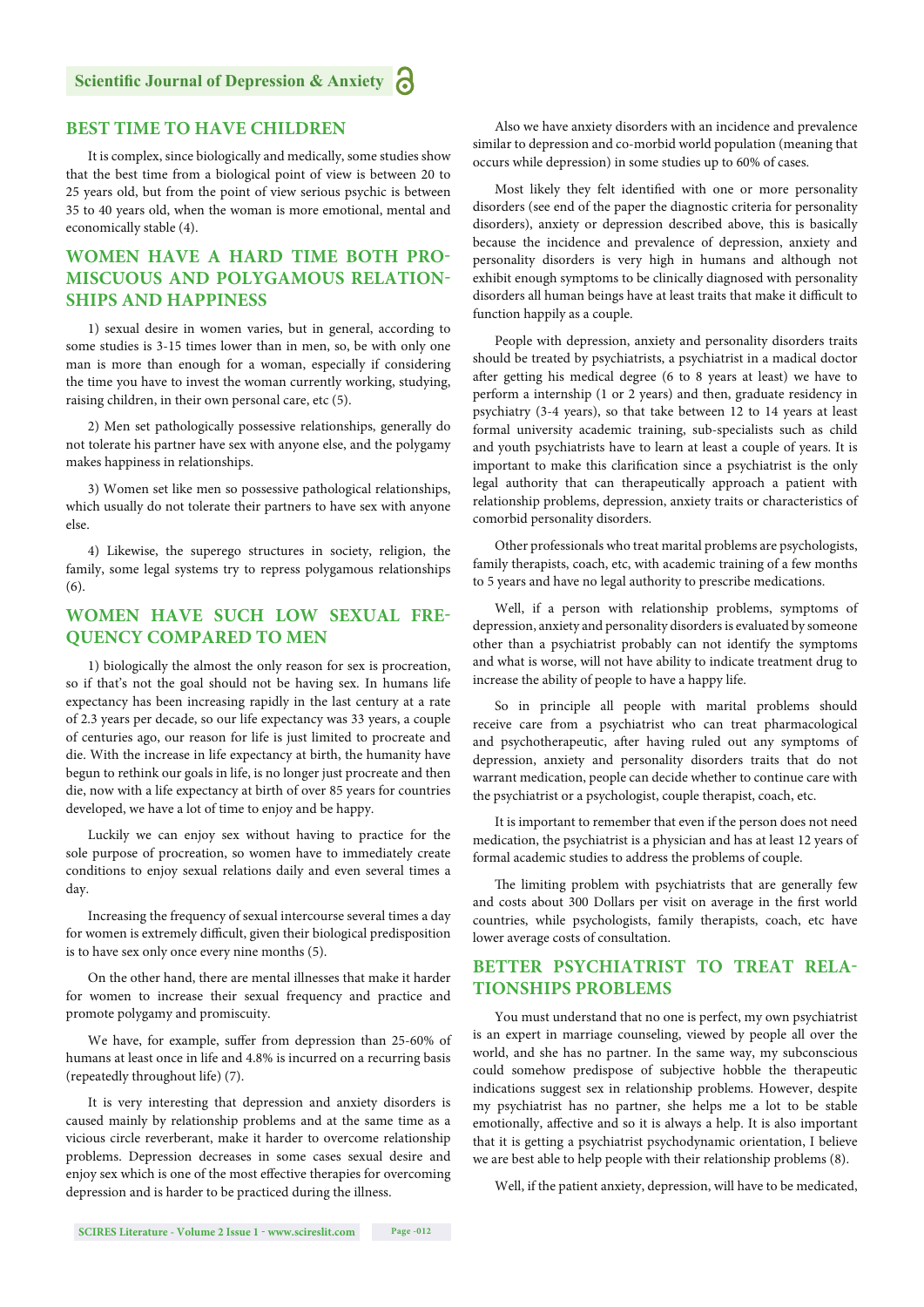## BEST TIME TO HAVE CHILDREN

It is complex, since biologically and medically, some studies show that the best time from a biological point of view is between 20 to 25 years old, but from the point of view serious psychic is between 35 to 40 years old, when the woman is more emotional, mental and economically stable (4).

## WOMEN HAVE A HARD TIME BOTH PROMISCUOUS AND POLYGAMOUS RELATIONSHIPS AND HAPPINESS

1) sexual desire in women varies, but in general, according to some studies is 3-15 times lower than in men, so, be with only one man is more than enough for a woman, especially if considering the time you have to invest the woman currently working, studying, raising children, in their own personal care, etc (5).

2) Men set pathologically possessive relationships, generally do not tolerate his partner have sex with anyone else, and the polygamy makes happiness in relationships.

3) Women set like men so possessive pathological relationships, which usually do not tolerate their partners to have sex with anyone else.

4) Likewise, the superego structures in society, religion, the family, some legal systems try to repress polygamous relationships (6).

## WOMEN HAVE SUCH LOW SEXUAL FREQUENCY COMPARED TO MEN

1) biologically the almost the only reason for sex is procreation, so if that's not the goal should not be having sex. In humans life expectancy has been increasing rapidly in the last century at a rate of 2.3 years per decade, so our life expectancy was 33 years, a couple of centuries ago, our reason for life is just limited to procreate and die. With the increase in life expectancy at birth, the humanity have begun to rethink our goals in life, is no longer just procreate and then die, now with a life expectancy at birth of over 85 years for countries developed, we have a lot of time to enjoy and be happy.

Luckily we can enjoy sex without having to practice for the sole purpose of procreation, so women have to immediately create conditions to enjoy sexual relations daily and even several times a day.

Increasing the frequency of sexual intercourse several times a day for women is extremely difficult, given their biological predisposition is to have sex only once every nine months (5).

On the other hand, there are mental illnesses that make it harder for women to increase their sexual frequency and practice and promote polygamy and promiscuity.

We have, for example, suffer from depression than 25-60% of humans at least once in life and 4.8% is incurred on a recurring basis (repeatedly throughout life) (7).

It is very interesting that depression and anxiety disorders is caused mainly by relationship problems and at the same time as a vicious circle reverberant, make it harder to overcome relationship problems. Depression decreases in some cases sexual desire and enjoy sex which is one of the most effective therapies for overcoming depression and is harder to be practiced during the illness.

Also we have anxiety disorders with an incidence and prevalence similar to depression and co-morbid world population (meaning that occurs while depression) in some studies up to 60% of cases.

Most likely they felt identified with one or more personality disorders (see end of the paper the diagnostic criteria for personality disorders), anxiety or depression described above, this is basically because the incidence and prevalence of depression, anxiety and personality disorders is very high in humans and although not exhibit enough symptoms to be clinically diagnosed with personality disorders all human beings have at least traits that make it difficult to function happily as a couple.

People with depression, anxiety and personality disorders traits should be treated by psychiatrists, a psychiatrist in a madical doctor after getting his medical degree (6 to 8 years at least) we have to perform a internship (1 or 2 years) and then, graduate residency in psychiatry (3-4 years), so that take between 12 to 14 years at least formal university academic training, sub-specialists such as child and youth psychiatrists have to learn at least a couple of years. It is important to make this clarification since a psychiatrist is the only legal authority that can therapeutically approach a patient with relationship problems, depression, anxiety traits or characteristics of comorbid personality disorders.

Other professionals who treat marital problems are psychologists, family therapists, coach, etc, with academic training of a few months to 5 years and have no legal authority to prescribe medications.

Well, if a person with relationship problems, symptoms of depression, anxiety and personality disorders is evaluated by someone other than a psychiatrist probably can not identify the symptoms and what is worse, will not have ability to indicate treatment drug to increase the ability of people to have a happy life.

So in principle all people with marital problems should receive care from a psychiatrist who can treat pharmacological and psychotherapeutic, after having ruled out any symptoms of depression, anxiety and personality disorders traits that do not warrant medication, people can decide whether to continue care with the psychiatrist or a psychologist, couple therapist, coach, etc.

It is important to remember that even if the person does not need medication, the psychiatrist is a physician and has at least 12 years of formal academic studies to address the problems of couple.

The limiting problem with psychiatrists that are generally few and costs about 300 Dollars per visit on average in the first world countries, while psychologists, family therapists, coach, etc have lower average costs of consultation.

## BETTER PSYCHIATRIST TO TREAT RELATIONSHIPS PROBLEMS

You must understand that no one is perfect, my own psychiatrist is an expert in marriage counseling, viewed by people all over the world, and she has no partner. In the same way, my subconscious could somehow predispose of subjective hobble the therapeutic indications suggest sex in relationship problems. However, despite my psychiatrist has no partner, she helps me a lot to be stable emotionally, affective and so it is always a help. It is also important that it is getting a psychiatrist psychodynamic orientation, I believe we are best able to help people with their relationship problems (8).

Well, if the patient anxiety, depression, will have to be medicated,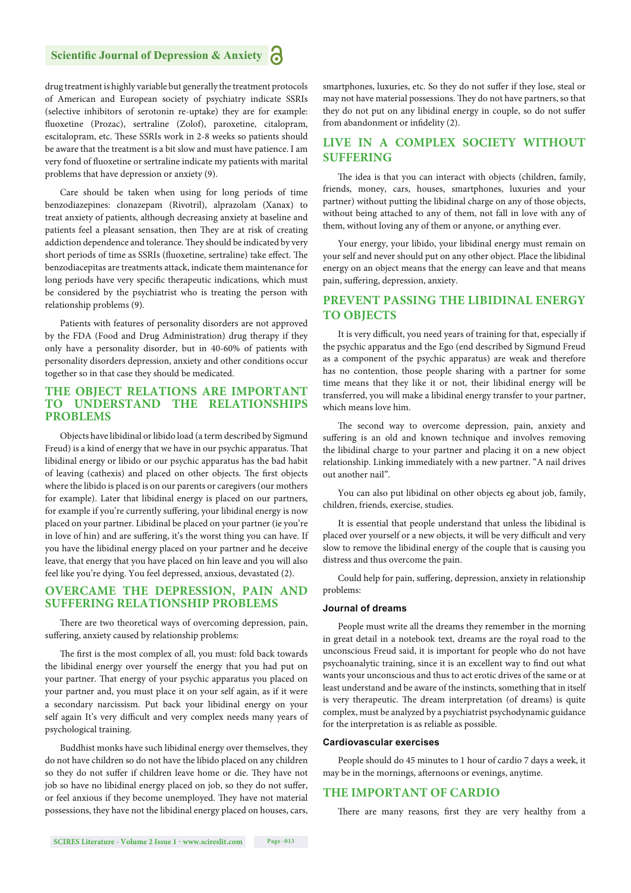drug treatment is highly variable but generally the treatment protocols of American and European society of psychiatry indicate SSRIs (selective inhibitors of serotonin re-uptake) they are for example: fluoxetine (Prozac), sertraline (Zolof), paroxetine, citalopram, escitalopram, etc. These SSRIs work in 2-8 weeks so patients should be aware that the treatment is a bit slow and must have patience. I am very fond of fluoxetine or sertraline indicate my patients with marital problems that have depression or anxiety (9).

Care should be taken when using for long periods of time benzodiazepines: clonazepam (Rivotril), alprazolam (Xanax) to treat anxiety of patients, although decreasing anxiety at baseline and patients feel a pleasant sensation, then They are at risk of creating addiction dependence and tolerance. They should be indicated by very short periods of time as SSRIs (fluoxetine, sertraline) take effect. The benzodiacepitas are treatments attack, indicate them maintenance for long periods have very specific therapeutic indications, which must be considered by the psychiatrist who is treating the person with relationship problems (9).

Patients with features of personality disorders are not approved by the FDA (Food and Drug Administration) drug therapy if they only have a personality disorder, but in 40-60% of patients with personality disorders depression, anxiety and other conditions occur together so in that case they should be medicated.

## THE OBJECT RELATIONS ARE IMPORTANT TO UNDERSTAND THE RELATIONSHIPS PROBLEMS

Objects have libidinal or libido load (a term described by Sigmund Freud) is a kind of energy that we have in our psychic apparatus. That libidinal energy or libido or our psychic apparatus has the bad habit of leaving (cathexis) and placed on other objects. The first objects where the libido is placed is on our parents or caregivers (our mothers for example). Later that libidinal energy is placed on our partners, for example if you're currently suffering, your libidinal energy is now placed on your partner. Libidinal be placed on your partner (ie you're in love of hin) and are suffering, it's the worst thing you can have. If you have the libidinal energy placed on your partner and he deceive leave, that energy that you have placed on hin leave and you will also feel like you're dying. You feel depressed, anxious, devastated (2).

## OVERCAME THE DEPRESSION, PAIN AND SUFFERING RELATIONSHIP PROBLEMS

There are two theoretical ways of overcoming depression, pain, suffering, anxiety caused by relationship problems:

The first is the most complex of all, you must: fold back towards the libidinal energy over yourself the energy that you had put on your partner. That energy of your psychic apparatus you placed on your partner and, you must place it on your self again, as if it were a secondary narcissism. Put back your libidinal energy on your self again It's very difficult and very complex needs many years of psychological training.

Buddhist monks have such libidinal energy over themselves, they do not have children so do not have the libido placed on any children so they do not suffer if children leave home or die. They have not job so have no libidinal energy placed on job, so they do not suffer, or feel anxious if they become unemployed. They have not material possessions, they have not the libidinal energy placed on houses, cars, smartphones, luxuries, etc. So they do not suffer if they lose, steal or may not have material possessions. They do not have partners, so that they do not put on any libidinal energy in couple, so do not suffer from abandonment or infidelity (2).

## LIVE IN A COMPLEX SOCIETY WITHOUT SUFFERING

The idea is that you can interact with objects (children, family, friends, money, cars, houses, smartphones, luxuries and your partner) without putting the libidinal charge on any of those objects, without being attached to any of them, not fall in love with any of them, without loving any of them or anyone, or anything ever.

Your energy, your libido, your libidinal energy must remain on your self and never should put on any other object. Place the libidinal energy on an object means that the energy can leave and that means pain, suffering, depression, anxiety.

## PREVENT PASSING THE LIBIDINAL ENERGY TO OBJECTS

It is very difficult, you need years of training for that, especially if the psychic apparatus and the Ego (end described by Sigmund Freud as a component of the psychic apparatus) are weak and therefore has no contention, those people sharing with a partner for some time means that they like it or not, their libidinal energy will be transferred, you will make a libidinal energy transfer to your partner, which means love him.

The second way to overcome depression, pain, anxiety and suffering is an old and known technique and involves removing the libidinal charge to your partner and placing it on a new object relationship. Linking immediately with a new partner. "A nail drives out another nail".

You can also put libidinal on other objects eg about job, family, children, friends, exercise, studies.

It is essential that people understand that unless the libidinal is placed over yourself or a new objects, it will be very difficult and very slow to remove the libidinal energy of the couple that is causing you distress and thus overcome the pain.

Could help for pain, suffering, depression, anxiety in relationship problems:

### Journal of dreams

People must write all the dreams they remember in the morning in great detail in a notebook text, dreams are the royal road to the unconscious Freud said, it is important for people who do not have psychoanalytic training, since it is an excellent way to find out what wants your unconscious and thus to act erotic drives of the same or at least understand and be aware of the instincts, something that in itself is very therapeutic. The dream interpretation (of dreams) is quite complex, must be analyzed by a psychiatrist psychodynamic guidance for the interpretation is as reliable as possible.

### Cardiovascular exercises

People should do 45 minutes to 1 hour of cardio 7 days a week, it may be in the mornings, afternoons or evenings, anytime.

## THE IMPORTANT OF CARDIO

There are many reasons, first they are very healthy from a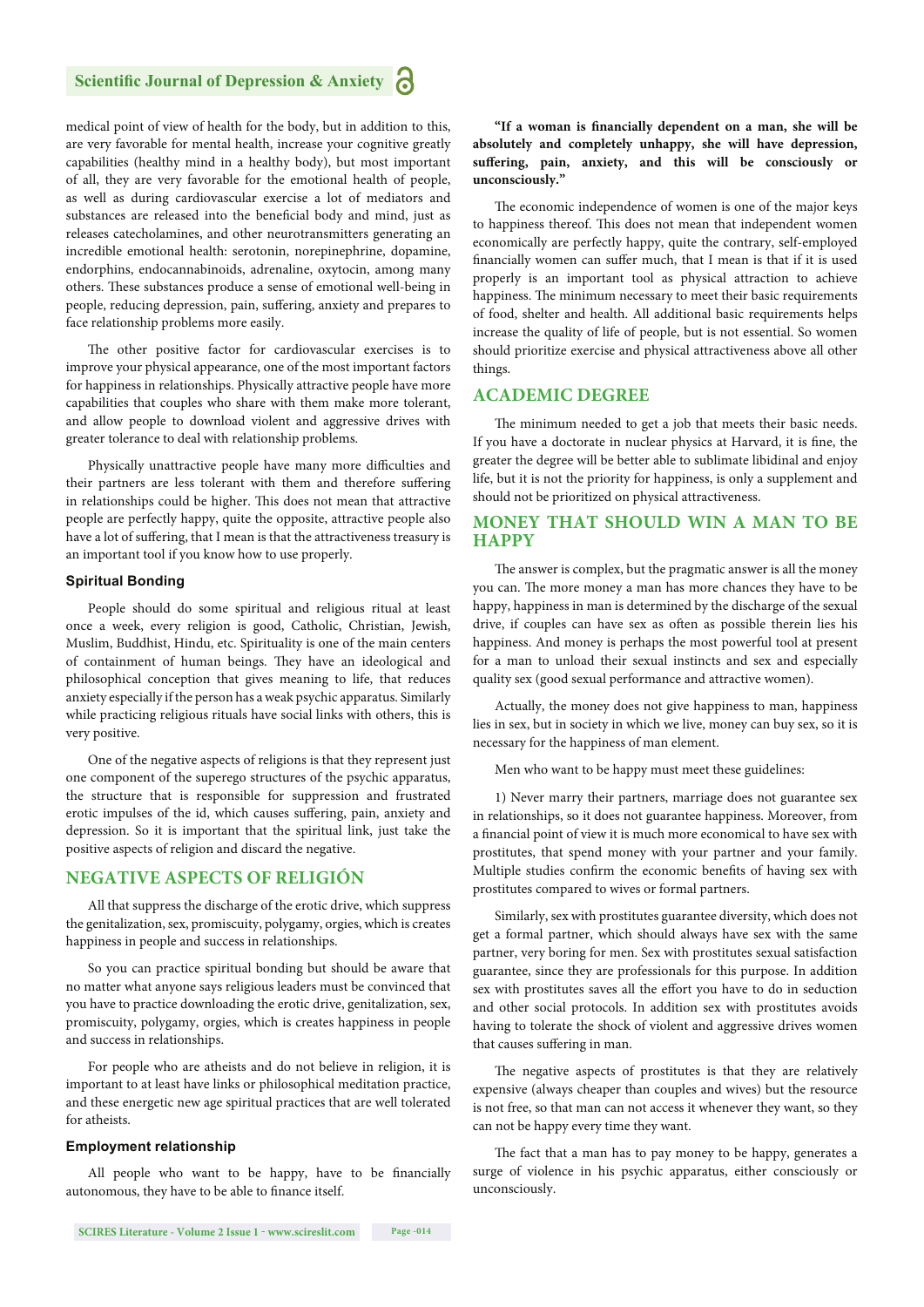medical point of view of health for the body, but in addition to this, are very favorable for mental health, increase your cognitive greatly capabilities (healthy mind in a healthy body), but most important of all, they are very favorable for the emotional health of people, as well as during cardiovascular exercise a lot of mediators and substances are released into the beneficial body and mind, just as releases catecholamines, and other neurotransmitters generating an incredible emotional health: serotonin, norepinephrine, dopamine, endorphins, endocannabinoids, adrenaline, oxytocin, among many others. These substances produce a sense of emotional well-being in people, reducing depression, pain, suffering, anxiety and prepares to face relationship problems more easily.

The other positive factor for cardiovascular exercises is to improve your physical appearance, one of the most important factors for happiness in relationships. Physically attractive people have more capabilities that couples who share with them make more tolerant, and allow people to download violent and aggressive drives with greater tolerance to deal with relationship problems.

Physically unattractive people have many more difficulties and their partners are less tolerant with them and therefore suffering in relationships could be higher. This does not mean that attractive people are perfectly happy, quite the opposite, attractive people also have a lot of suffering, that I mean is that the attractiveness treasury is an important tool if you know how to use properly.

### Spiritual Bonding

People should do some spiritual and religious ritual at least once a week, every religion is good, Catholic, Christian, Jewish, Muslim, Buddhist, Hindu, etc. Spirituality is one of the main centers of containment of human beings. They have an ideological and philosophical conception that gives meaning to life, that reduces anxiety especially if the person has a weak psychic apparatus. Similarly while practicing religious rituals have social links with others, this is very positive.

One of the negative aspects of religions is that they represent just one component of the superego structures of the psychic apparatus, the structure that is responsible for suppression and frustrated erotic impulses of the id, which causes suffering, pain, anxiety and depression. So it is important that the spiritual link, just take the positive aspects of religion and discard the negative.

## NEGATIVE ASPECTS OF RELIGIÓN

All that suppress the discharge of the erotic drive, which suppress the genitalization, sex, promiscuity, polygamy, orgies, which is creates happiness in people and success in relationships.

So you can practice spiritual bonding but should be aware that no matter what anyone says religious leaders must be convinced that you have to practice downloading the erotic drive, genitalization, sex, promiscuity, polygamy, orgies, which is creates happiness in people and success in relationships.

For people who are atheists and do not believe in religion, it is important to at least have links or philosophical meditation practice, and these energetic new age spiritual practices that are well tolerated for atheists.

### Employment relationship

All people who want to be happy, have to be financially autonomous, they have to be able to finance itself.

**"If a woman is financially dependent on a man, she will be absolutely and completely unhappy, she will have depression, suffering, pain, anxiety, and this will be consciously or unconsciously."**

The economic independence of women is one of the major keys to happiness thereof. This does not mean that independent women economically are perfectly happy, quite the contrary, self-employed financially women can suffer much, that I mean is that if it is used properly is an important tool as physical attraction to achieve happiness. The minimum necessary to meet their basic requirements of food, shelter and health. All additional basic requirements helps increase the quality of life of people, but is not essential. So women should prioritize exercise and physical attractiveness above all other things.

## ACADEMIC DEGREE

The minimum needed to get a job that meets their basic needs. If you have a doctorate in nuclear physics at Harvard, it is fine, the greater the degree will be better able to sublimate libidinal and enjoy life, but it is not the priority for happiness, is only a supplement and should not be prioritized on physical attractiveness.

## MONEY THAT SHOULD WIN A MAN TO BE HAPPY

The answer is complex, but the pragmatic answer is all the money you can. The more money a man has more chances they have to be happy, happiness in man is determined by the discharge of the sexual drive, if couples can have sex as often as possible therein lies his happiness. And money is perhaps the most powerful tool at present for a man to unload their sexual instincts and sex and especially quality sex (good sexual performance and attractive women).

Actually, the money does not give happiness to man, happiness lies in sex, but in society in which we live, money can buy sex, so it is necessary for the happiness of man element.

Men who want to be happy must meet these guidelines:

1) Never marry their partners, marriage does not guarantee sex in relationships, so it does not guarantee happiness. Moreover, from a financial point of view it is much more economical to have sex with prostitutes, that spend money with your partner and your family. Multiple studies confirm the economic benefits of having sex with prostitutes compared to wives or formal partners.

Similarly, sex with prostitutes guarantee diversity, which does not get a formal partner, which should always have sex with the same partner, very boring for men. Sex with prostitutes sexual satisfaction guarantee, since they are professionals for this purpose. In addition sex with prostitutes saves all the effort you have to do in seduction and other social protocols. In addition sex with prostitutes avoids having to tolerate the shock of violent and aggressive drives women that causes suffering in man.

The negative aspects of prostitutes is that they are relatively expensive (always cheaper than couples and wives) but the resource is not free, so that man can not access it whenever they want, so they can not be happy every time they want.

The fact that a man has to pay money to be happy, generates a surge of violence in his psychic apparatus, either consciously or unconsciously.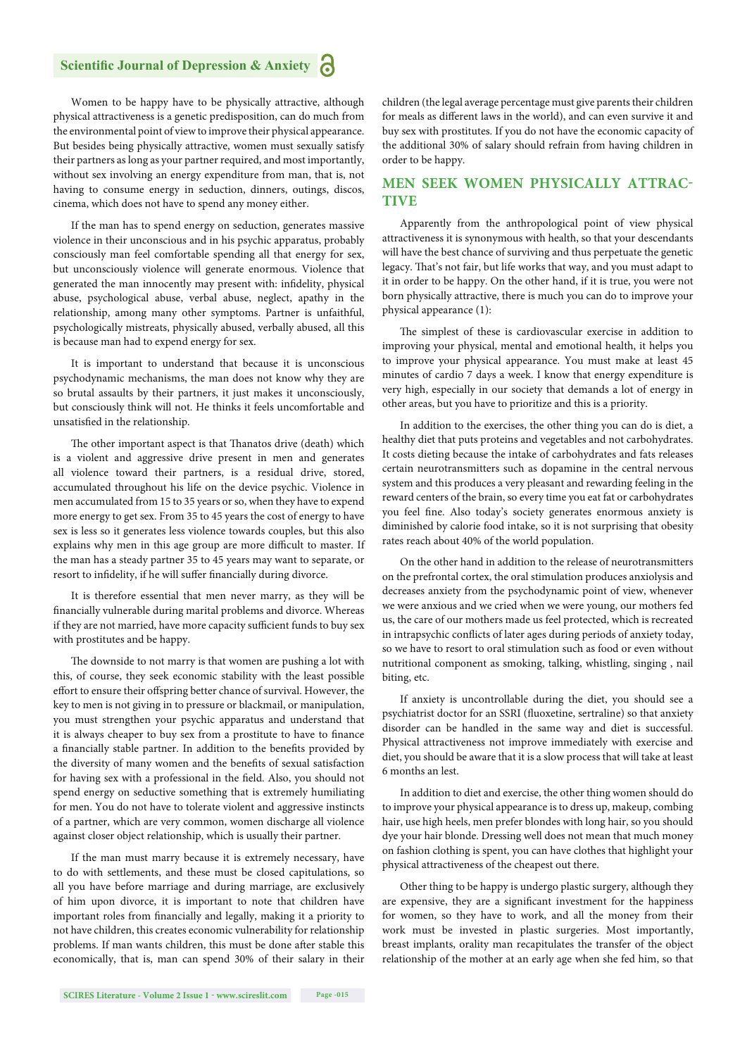Women to be happy have to be physically attractive, although physical attractiveness is a genetic predisposition, can do much from the environmental point of view to improve their physical appearance. But besides being physically attractive, women must sexually satisfy their partners as long as your partner required, and most importantly, without sex involving an energy expenditure from man, that is, not having to consume energy in seduction, dinners, outings, discos, cinema, which does not have to spend any money either.

If the man has to spend energy on seduction, generates massive violence in their unconscious and in his psychic apparatus, probably consciously man feel comfortable spending all that energy for sex, but unconsciously violence will generate enormous. Violence that generated the man innocently may present with: infidelity, physical abuse, psychological abuse, verbal abuse, neglect, apathy in the relationship, among many other symptoms. Partner is unfaithful, psychologically mistreats, physically abused, verbally abused, all this is because man had to expend energy for sex.

It is important to understand that because it is unconscious psychodynamic mechanisms, the man does not know why they are so brutal assaults by their partners, it just makes it unconsciously, but consciously think will not. He thinks it feels uncomfortable and unsatisfied in the relationship.

The other important aspect is that Thanatos drive (death) which is a violent and aggressive drive present in men and generates all violence toward their partners, is a residual drive, stored, accumulated throughout his life on the device psychic. Violence in men accumulated from 15 to 35 years or so, when they have to expend more energy to get sex. From 35 to 45 years the cost of energy to have sex is less so it generates less violence towards couples, but this also explains why men in this age group are more difficult to master. If the man has a steady partner 35 to 45 years may want to separate, or resort to infidelity, if he will suffer financially during divorce.

It is therefore essential that men never marry, as they will be financially vulnerable during marital problems and divorce. Whereas if they are not married, have more capacity sufficient funds to buy sex with prostitutes and be happy.

The downside to not marry is that women are pushing a lot with this, of course, they seek economic stability with the least possible effort to ensure their offspring better chance of survival. However, the key to men is not giving in to pressure or blackmail, or manipulation, you must strengthen your psychic apparatus and understand that it is always cheaper to buy sex from a prostitute to have to finance a financially stable partner. In addition to the benefits provided by the diversity of many women and the benefits of sexual satisfaction for having sex with a professional in the field. Also, you should not spend energy on seductive something that is extremely humiliating for men. You do not have to tolerate violent and aggressive instincts of a partner, which are very common, women discharge all violence against closer object relationship, which is usually their partner.

If the man must marry because it is extremely necessary, have to do with settlements, and these must be closed capitulations, so all you have before marriage and during marriage, are exclusively of him upon divorce, it is important to note that children have important roles from financially and legally, making it a priority to not have children, this creates economic vulnerability for relationship problems. If man wants children, this must be done after stable this economically, that is, man can spend 30% of their salary in their children (the legal average percentage must give parents their children for meals as different laws in the world), and can even survive it and buy sex with prostitutes. If you do not have the economic capacity of the additional 30% of salary should refrain from having children in order to be happy.

## MEN SEEK WOMEN PHYSICALLY ATTRACTIVE

Apparently from the anthropological point of view physical attractiveness it is synonymous with health, so that your descendants will have the best chance of surviving and thus perpetuate the genetic legacy. That's not fair, but life works that way, and you must adapt to it in order to be happy. On the other hand, if it is true, you were not born physically attractive, there is much you can do to improve your physical appearance (1):

The simplest of these is cardiovascular exercise in addition to improving your physical, mental and emotional health, it helps you to improve your physical appearance. You must make at least 45 minutes of cardio 7 days a week. I know that energy expenditure is very high, especially in our society that demands a lot of energy in other areas, but you have to prioritize and this is a priority.

In addition to the exercises, the other thing you can do is diet, a healthy diet that puts proteins and vegetables and not carbohydrates. It costs dieting because the intake of carbohydrates and fats releases certain neurotransmitters such as dopamine in the central nervous system and this produces a very pleasant and rewarding feeling in the reward centers of the brain, so every time you eat fat or carbohydrates you feel fine. Also today's society generates enormous anxiety is diminished by calorie food intake, so it is not surprising that obesity rates reach about 40% of the world population.

On the other hand in addition to the release of neurotransmitters on the prefrontal cortex, the oral stimulation produces anxiolysis and decreases anxiety from the psychodynamic point of view, whenever we were anxious and we cried when we were young, our mothers fed us, the care of our mothers made us feel protected, which is recreated in intrapsychic conflicts of later ages during periods of anxiety today, so we have to resort to oral stimulation such as food or even without nutritional component as smoking, talking, whistling, singing , nail biting, etc.

If anxiety is uncontrollable during the diet, you should see a psychiatrist doctor for an SSRI (fluoxetine, sertraline) so that anxiety disorder can be handled in the same way and diet is successful. Physical attractiveness not improve immediately with exercise and diet, you should be aware that it is a slow process that will take at least 6 months an lest.

In addition to diet and exercise, the other thing women should do to improve your physical appearance is to dress up, makeup, combing hair, use high heels, men prefer blondes with long hair, so you should dye your hair blonde. Dressing well does not mean that much money on fashion clothing is spent, you can have clothes that highlight your physical attractiveness of the cheapest out there.

Other thing to be happy is undergo plastic surgery, although they are expensive, they are a significant investment for the happiness for women, so they have to work, and all the money from their work must be invested in plastic surgeries. Most importantly, breast implants, orality man recapitulates the transfer of the object relationship of the mother at an early age when she fed him, so that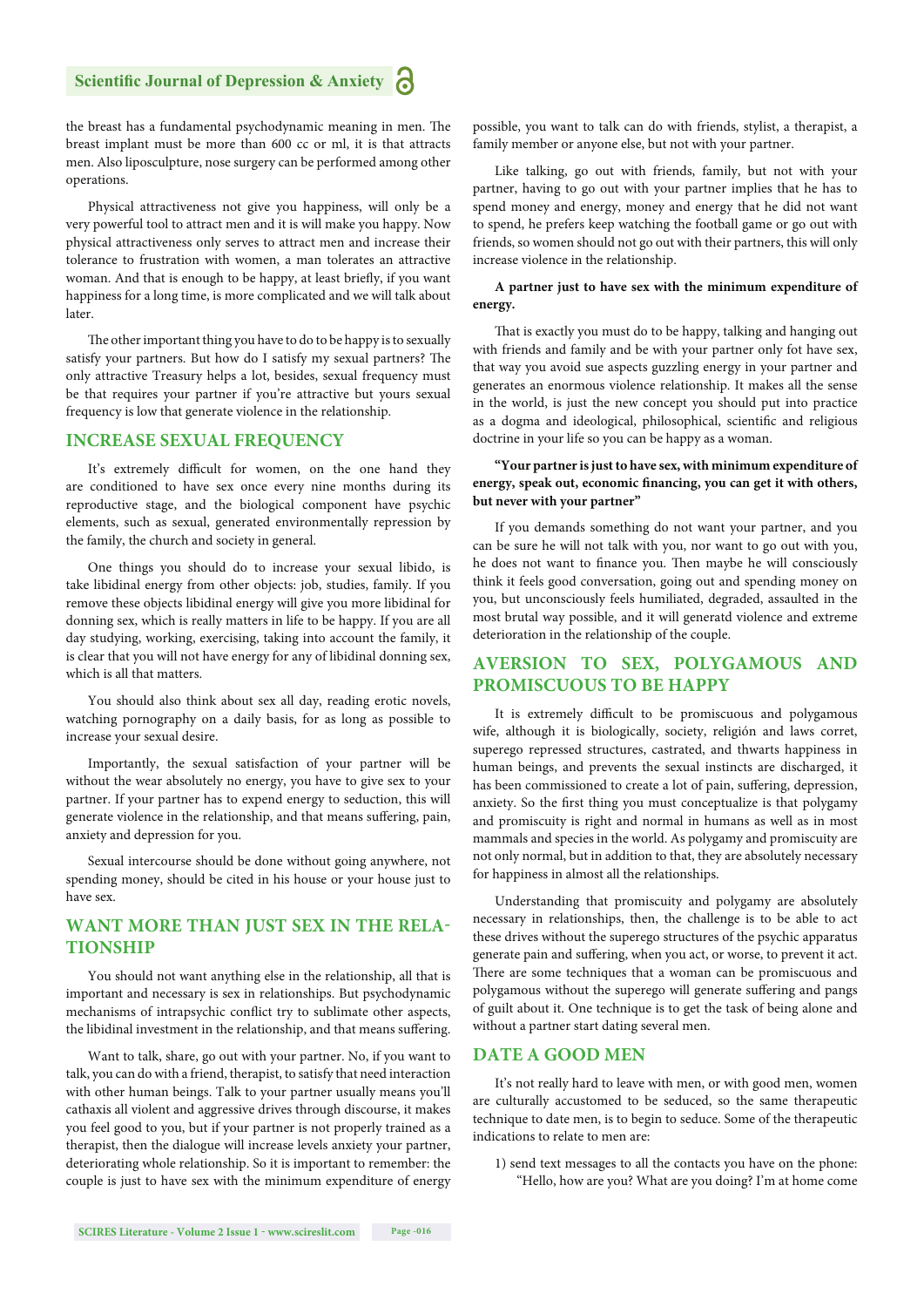the breast has a fundamental psychodynamic meaning in men. The breast implant must be more than 600 cc or ml, it is that attracts men. Also liposculpture, nose surgery can be performed among other operations.

Physical attractiveness not give you happiness, will only be a very powerful tool to attract men and it is will make you happy. Now physical attractiveness only serves to attract men and increase their tolerance to frustration with women, a man tolerates an attractive woman. And that is enough to be happy, at least briefly, if you want happiness for a long time, is more complicated and we will talk about later.

The other important thing you have to do to be happy is to sexually satisfy your partners. But how do I satisfy my sexual partners? The only attractive Treasury helps a lot, besides, sexual frequency must be that requires your partner if you're attractive but yours sexual frequency is low that generate violence in the relationship.

## INCREASE SEXUAL FREQUENCY

It's extremely difficult for women, on the one hand they are conditioned to have sex once every nine months during its reproductive stage, and the biological component have psychic elements, such as sexual, generated environmentally repression by the family, the church and society in general.

One things you should do to increase your sexual libido, is take libidinal energy from other objects: job, studies, family. If you remove these objects libidinal energy will give you more libidinal for donning sex, which is really matters in life to be happy. If you are all day studying, working, exercising, taking into account the family, it is clear that you will not have energy for any of libidinal donning sex, which is all that matters.

You should also think about sex all day, reading erotic novels, watching pornography on a daily basis, for as long as possible to increase your sexual desire.

Importantly, the sexual satisfaction of your partner will be without the wear absolutely no energy, you have to give sex to your partner. If your partner has to expend energy to seduction, this will generate violence in the relationship, and that means suffering, pain, anxiety and depression for you.

Sexual intercourse should be done without going anywhere, not spending money, should be cited in his house or your house just to have sex.

## WANT MORE THAN JUST SEX IN THE RELATIONSHIP

You should not want anything else in the relationship, all that is important and necessary is sex in relationships. But psychodynamic mechanisms of intrapsychic conflict try to sublimate other aspects, the libidinal investment in the relationship, and that means suffering.

Want to talk, share, go out with your partner. No, if you want to talk, you can do with a friend, therapist, to satisfy that need interaction with other human beings. Talk to your partner usually means you'll cathaxis all violent and aggressive drives through discourse, it makes you feel good to you, but if your partner is not properly trained as a therapist, then the dialogue will increase levels anxiety your partner, deteriorating whole relationship. So it is important to remember: the couple is just to have sex with the minimum expenditure of energy possible, you want to talk can do with friends, stylist, a therapist, a family member or anyone else, but not with your partner.

Like talking, go out with friends, family, but not with your partner, having to go out with your partner implies that he has to spend money and energy, money and energy that he did not want to spend, he prefers keep watching the football game or go out with friends, so women should not go out with their partners, this will only increase violence in the relationship.

**A partner just to have sex with the minimum expenditure of energy.**

That is exactly you must do to be happy, talking and hanging out with friends and family and be with your partner only fot have sex, that way you avoid sue aspects guzzling energy in your partner and generates an enormous violence relationship. It makes all the sense in the world, is just the new concept you should put into practice as a dogma and ideological, philosophical, scientific and religious doctrine in your life so you can be happy as a woman.

**"Your partner is just to have sex, with minimum expenditure of energy, speak out, economic financing, you can get it with others, but never with your partner"**

If you demands something do not want your partner, and you can be sure he will not talk with you, nor want to go out with you, he does not want to finance you. Then maybe he will consciously think it feels good conversation, going out and spending money on you, but unconsciously feels humiliated, degraded, assaulted in the most brutal way possible, and it will generatd violence and extreme deterioration in the relationship of the couple.

## AVERSION TO SEX, POLYGAMOUS AND PROMISCUOUS TO BE HAPPY

It is extremely difficult to be promiscuous and polygamous wife, although it is biologically, society, religión and laws corret, superego repressed structures, castrated, and thwarts happiness in human beings, and prevents the sexual instincts are discharged, it has been commissioned to create a lot of pain, suffering, depression, anxiety. So the first thing you must conceptualize is that polygamy and promiscuity is right and normal in humans as well as in most mammals and species in the world. As polygamy and promiscuity are not only normal, but in addition to that, they are absolutely necessary for happiness in almost all the relationships.

Understanding that promiscuity and polygamy are absolutely necessary in relationships, then, the challenge is to be able to act these drives without the superego structures of the psychic apparatus generate pain and suffering, when you act, or worse, to prevent it act. There are some techniques that a woman can be promiscuous and polygamous without the superego will generate suffering and pangs of guilt about it. One technique is to get the task of being alone and without a partner start dating several men.

## DATE A GOOD MEN

It's not really hard to leave with men, or with good men, women are culturally accustomed to be seduced, so the same therapeutic technique to date men, is to begin to seduce. Some of the therapeutic indications to relate to men are:

1) send text messages to all the contacts you have on the phone: "Hello, how are you? What are you doing? I'm at home come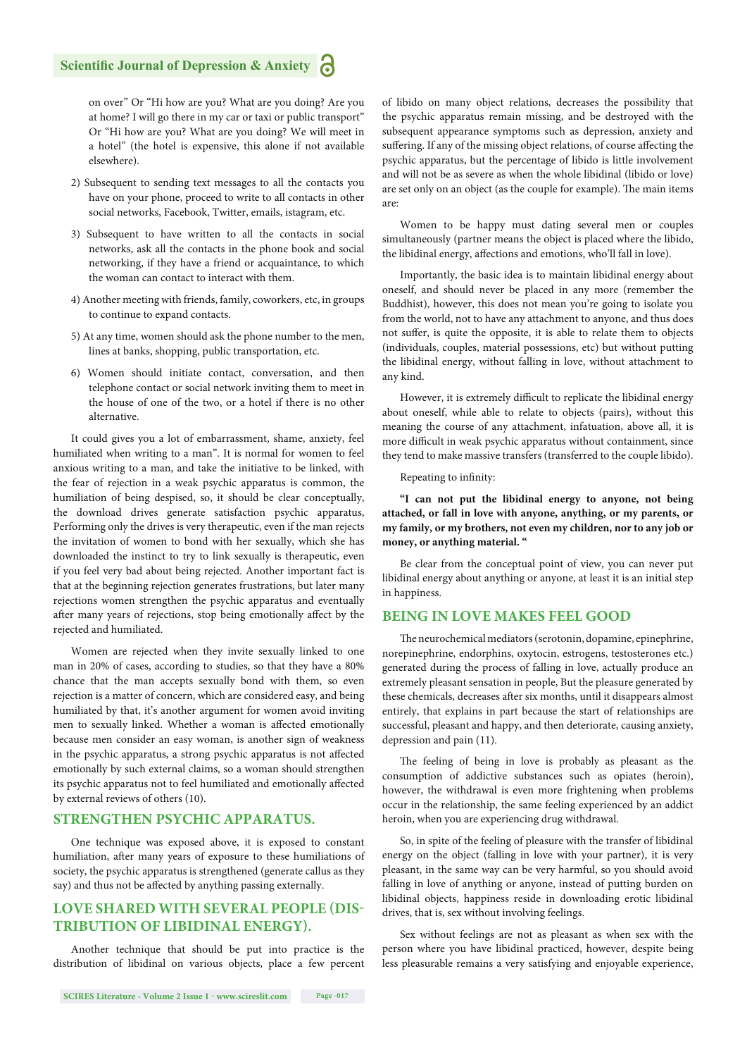on over" Or "Hi how are you? What are you doing? Are you at home? I will go there in my car or taxi or public transport" Or "Hi how are you? What are you doing? We will meet in a hotel" (the hotel is expensive, this alone if not available elsewhere).

2) Subsequent to sending text messages to all the contacts you have on your phone, proceed to write to all contacts in other social networks, Facebook, Twitter, emails, istagram, etc.

3) Subsequent to have written to all the contacts in social networks, ask all the contacts in the phone book and social networking, if they have a friend or acquaintance, to which the woman can contact to interact with them.

4) Another meeting with friends, family, coworkers, etc, in groups to continue to expand contacts.

5) At any time, women should ask the phone number to the men, lines at banks, shopping, public transportation, etc.

6) Women should initiate contact, conversation, and then telephone contact or social network inviting them to meet in the house of one of the two, or a hotel if there is no other alternative.

It could gives you a lot of embarrassment, shame, anxiety, feel humiliated when writing to a man". It is normal for women to feel anxious writing to a man, and take the initiative to be linked, with the fear of rejection in a weak psychic apparatus is common, the humiliation of being despised, so, it should be clear conceptually, the download drives generate satisfaction psychic apparatus, Performing only the drives is very therapeutic, even if the man rejects the invitation of women to bond with her sexually, which she has downloaded the instinct to try to link sexually is therapeutic, even if you feel very bad about being rejected. Another important fact is that at the beginning rejection generates frustrations, but later many rejections women strengthen the psychic apparatus and eventually after many years of rejections, stop being emotionally affect by the rejected and humiliated.

Women are rejected when they invite sexually linked to one man in 20% of cases, according to studies, so that they have a 80% chance that the man accepts sexually bond with them, so even rejection is a matter of concern, which are considered easy, and being humiliated by that, it's another argument for women avoid inviting men to sexually linked. Whether a woman is affected emotionally because men consider an easy woman, is another sign of weakness in the psychic apparatus, a strong psychic apparatus is not affected emotionally by such external claims, so a woman should strengthen its psychic apparatus not to feel humiliated and emotionally affected by external reviews of others (10).

## STRENGTHEN PSYCHIC APPARATUS.

One technique was exposed above, it is exposed to constant humiliation, after many years of exposure to these humiliations of society, the psychic apparatus is strengthened (generate callus as they say) and thus not be affected by anything passing externally.

## LOVE SHARED WITH SEVERAL PEOPLE (DISTRIBUTION OF LIBIDINAL ENERGY).

Another technique that should be put into practice is the distribution of libidinal on various objects, place a few percent of libido on many object relations, decreases the possibility that the psychic apparatus remain missing, and be destroyed with the subsequent appearance symptoms such as depression, anxiety and suffering. If any of the missing object relations, of course affecting the psychic apparatus, but the percentage of libido is little involvement and will not be as severe as when the whole libidinal (libido or love) are set only on an object (as the couple for example). The main items are:

Women to be happy must dating several men or couples simultaneously (partner means the object is placed where the libido, the libidinal energy, affections and emotions, who'll fall in love).

Importantly, the basic idea is to maintain libidinal energy about oneself, and should never be placed in any more (remember the Buddhist), however, this does not mean you're going to isolate you from the world, not to have any attachment to anyone, and thus does not suffer, is quite the opposite, it is able to relate them to objects (individuals, couples, material possessions, etc) but without putting the libidinal energy, without falling in love, without attachment to any kind.

However, it is extremely difficult to replicate the libidinal energy about oneself, while able to relate to objects (pairs), without this meaning the course of any attachment, infatuation, above all, it is more difficult in weak psychic apparatus without containment, since they tend to make massive transfers (transferred to the couple libido).

Repeating to infinity:

**"I can not put the libidinal energy to anyone, not being attached, or fall in love with anyone, anything, or my parents, or my family, or my brothers, not even my children, nor to any job or money, or anything material. "**

Be clear from the conceptual point of view, you can never put libidinal energy about anything or anyone, at least it is an initial step in happiness.

## BEING IN LOVE MAKES FEEL GOOD

The neurochemical mediators (serotonin, dopamine, epinephrine, norepinephrine, endorphins, oxytocin, estrogens, testosterones etc.) generated during the process of falling in love, actually produce an extremely pleasant sensation in people, But the pleasure generated by these chemicals, decreases after six months, until it disappears almost entirely, that explains in part because the start of relationships are successful, pleasant and happy, and then deteriorate, causing anxiety, depression and pain (11).

The feeling of being in love is probably as pleasant as the consumption of addictive substances such as opiates (heroin), however, the withdrawal is even more frightening when problems occur in the relationship, the same feeling experienced by an addict heroin, when you are experiencing drug withdrawal.

So, in spite of the feeling of pleasure with the transfer of libidinal energy on the object (falling in love with your partner), it is very pleasant, in the same way can be very harmful, so you should avoid falling in love of anything or anyone, instead of putting burden on libidinal objects, happiness reside in downloading erotic libidinal drives, that is, sex without involving feelings.

Sex without feelings are not as pleasant as when sex with the person where you have libidinal practiced, however, despite being less pleasurable remains a very satisfying and enjoyable experience,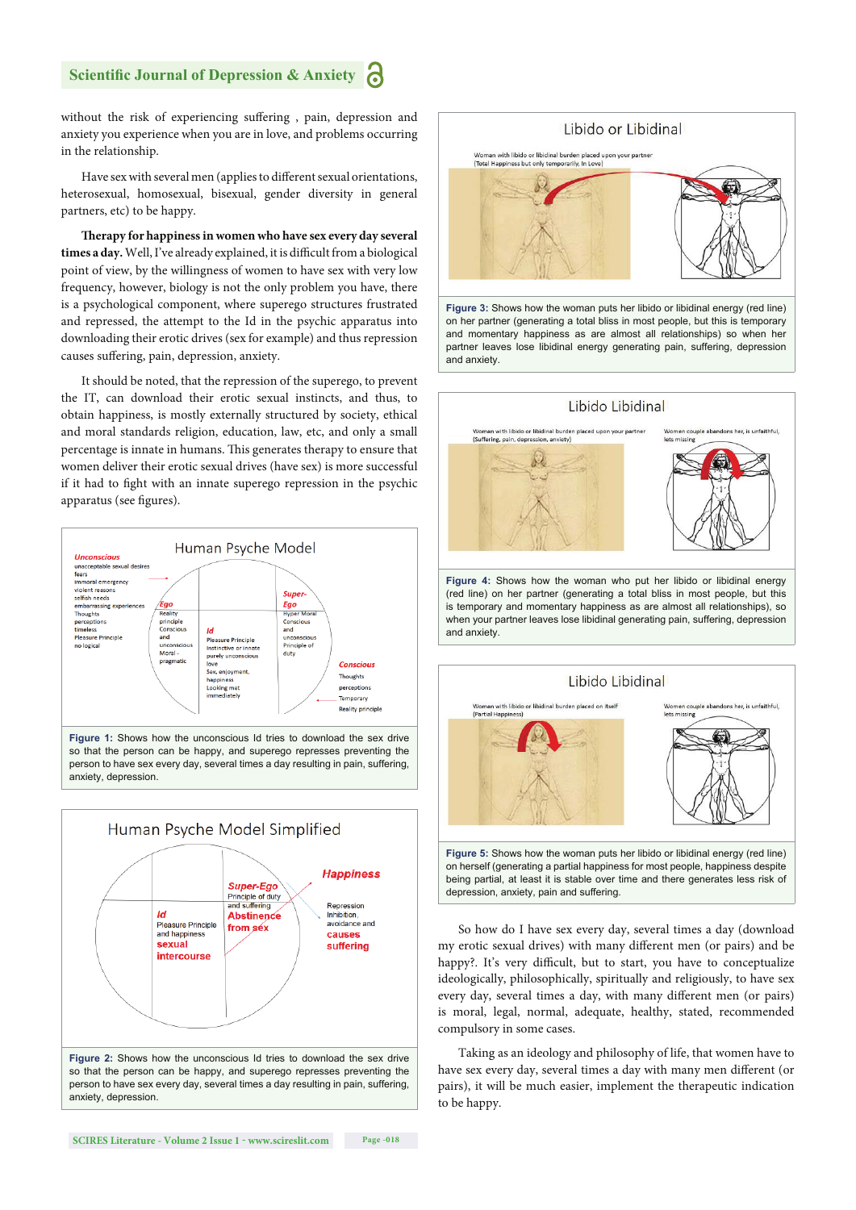without the risk of experiencing suffering , pain, depression and anxiety you experience when you are in love, and problems occurring in the relationship.

Have sex with several men (applies to different sexual orientations, heterosexual, homosexual, bisexual, gender diversity in general partners, etc) to be happy.

**Therapy for happiness in women who have sex every day several times a day.** Well, I've already explained, it is difficult from a biological point of view, by the willingness of women to have sex with very low frequency, however, biology is not the only problem you have, there is a psychological component, where superego structures frustrated and repressed, the attempt to the Id in the psychic apparatus into downloading their erotic drives (sex for example) and thus repression causes suffering, pain, depression, anxiety.

It should be noted, that the repression of the superego, to prevent the IT, can download their erotic sexual instincts, and thus, to obtain happiness, is mostly externally structured by society, ethical and moral standards religion, education, law, etc, and only a small percentage is innate in humans. This generates therapy to ensure that women deliver their erotic sexual drives (have sex) is more successful if it had to fight with an innate superego repression in the psychic apparatus (see figures).

**Figure 1:** Shows how the unconscious Id tries to download the sex drive so that the person can be happy, and superego represses preventing the person to have sex every day, several times a day resulting in pain, suffering, anxiety, depression.

**Figure 2:** Shows how the unconscious Id tries to download the sex drive so that the person can be happy, and superego represses preventing the person to have sex every day, several times a day resulting in pain, suffering, anxiety, depression.

**Figure 3:** Shows how the woman puts her libido or libidinal energy (red line) on her partner (generating a total bliss in most people, but this is temporary and momentary happiness as are almost all relationships) so when her partner leaves lose libidinal energy generating pain, suffering, depression and anxiety.

**Figure 4:** Shows how the woman who put her libido or libidinal energy (red line) on her partner (generating a total bliss in most people, but this is temporary and momentary happiness as are almost all relationships), so when your partner leaves lose libidinal generating pain, suffering, depression and anxiety.

**Figure 5:** Shows how the woman puts her libido or libidinal energy (red line) on herself (generating a partial happiness for most people, happiness despite being partial, at least it is stable over time and there generates less risk of depression, anxiety, pain and suffering.

So how do I have sex every day, several times a day (download my erotic sexual drives) with many different men (or pairs) and be happy?. It's very difficult, but to start, you have to conceptualize ideologically, philosophically, spiritually and religiously, to have sex every day, several times a day, with many different men (or pairs) is moral, legal, normal, adequate, healthy, stated, recommended compulsory in some cases.

Taking as an ideology and philosophy of life, that women have to have sex every day, several times a day with many men different (or pairs), it will be much easier, implement the therapeutic indication to be happy.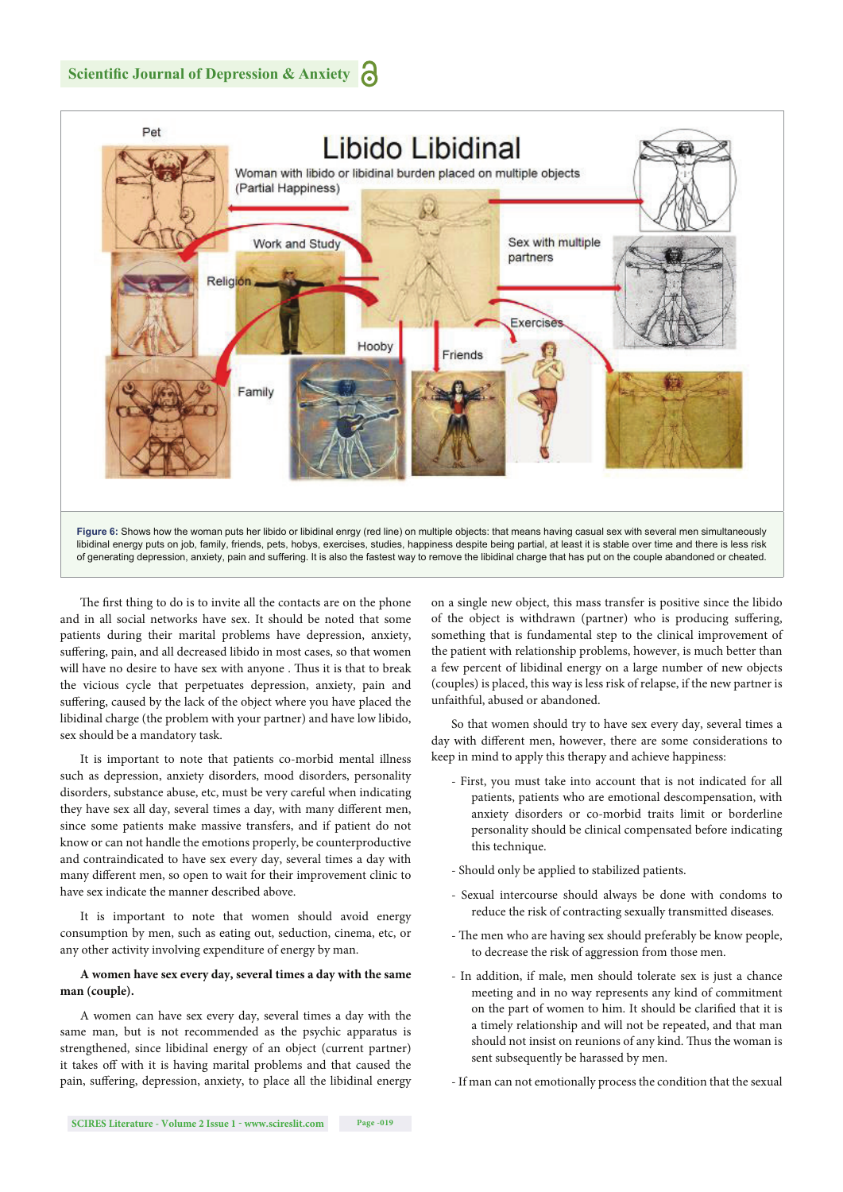Libido Libidinal

Woman with libido or libidinal burden placed on multiple objects (Partial Happiness)

Pet | Work and Study | Religion | Hooby | Friends | Exercises | Sex with multiple partners | Family

**Figure 6:** Shows how the woman puts her libido or libidinal enrgy (red line) on multiple objects: that means having casual sex with several men simultaneously libidinal energy puts on job, family, friends, pets, hobys, exercises, studies, happiness despite being partial, at least it is stable over time and there is less risk of generating depression, anxiety, pain and suffering. It is also the fastest way to remove the libidinal charge that has put on the couple abandoned or cheated.

The first thing to do is to invite all the contacts are on the phone and in all social networks have sex. It should be noted that some patients during their marital problems have depression, anxiety, suffering, pain, and all decreased libido in most cases, so that women will have no desire to have sex with anyone . Thus it is that to break the vicious cycle that perpetuates depression, anxiety, pain and suffering, caused by the lack of the object where you have placed the libidinal charge (the problem with your partner) and have low libido, sex should be a mandatory task.

It is important to note that patients co-morbid mental illness such as depression, anxiety disorders, mood disorders, personality disorders, substance abuse, etc, must be very careful when indicating they have sex all day, several times a day, with many different men, since some patients make massive transfers, and if patient do not know or can not handle the emotions properly, be counterproductive and contraindicated to have sex every day, several times a day with many different men, so open to wait for their improvement clinic to have sex indicate the manner described above.

It is important to note that women should avoid energy consumption by men, such as eating out, seduction, cinema, etc, or any other activity involving expenditure of energy by man.

**A women have sex every day, several times a day with the same man (couple).**

A women can have sex every day, several times a day with the same man, but is not recommended as the psychic apparatus is strengthened, since libidinal energy of an object (current partner) it takes off with it is having marital problems and that caused the pain, suffering, depression, anxiety, to place all the libidinal energy on a single new object, this mass transfer is positive since the libido of the object is withdrawn (partner) who is producing suffering, something that is fundamental step to the clinical improvement of the patient with relationship problems, however, is much better than a few percent of libidinal energy on a large number of new objects (couples) is placed, this way is less risk of relapse, if the new partner is unfaithful, abused or abandoned.

So that women should try to have sex every day, several times a day with different men, however, there are some considerations to keep in mind to apply this therapy and achieve happiness:

- First, you must take into account that is not indicated for all patients, patients who are emotional descompensation, with anxiety disorders or co-morbid traits limit or borderline personality should be clinical compensated before indicating this technique.
- Should only be applied to stabilized patients.
- Sexual intercourse should always be done with condoms to reduce the risk of contracting sexually transmitted diseases.
- The men who are having sex should preferably be know people, to decrease the risk of aggression from those men.
- In addition, if male, men should tolerate sex is just a chance meeting and in no way represents any kind of commitment on the part of women to him. It should be clarified that it is a timely relationship and will not be repeated, and that man should not insist on reunions of any kind. Thus the woman is sent subsequently be harassed by men.
- If man can not emotionally process the condition that the sexual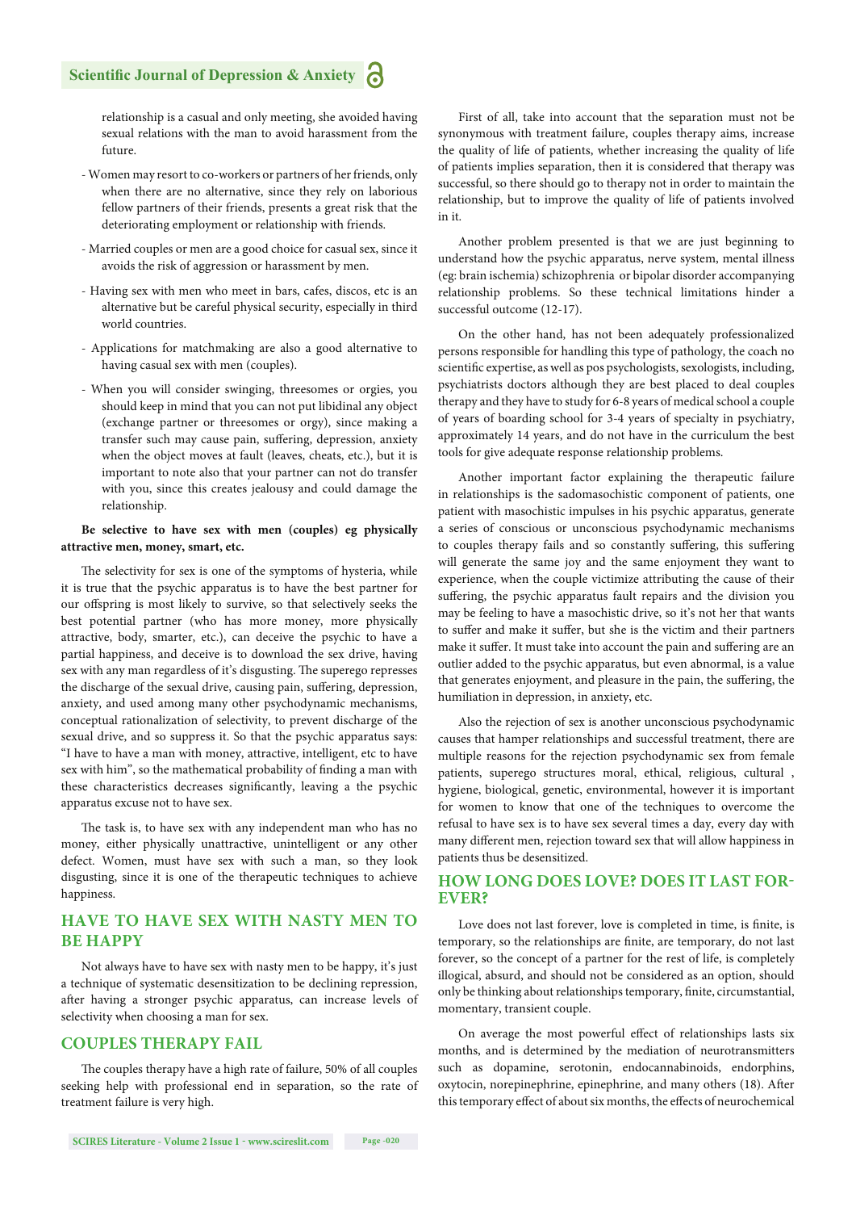relationship is a casual and only meeting, she avoided having sexual relations with the man to avoid harassment from the future.

- Women may resort to co-workers or partners of her friends, only when there are no alternative, since they rely on laborious fellow partners of their friends, presents a great risk that the deteriorating employment or relationship with friends.
- Married couples or men are a good choice for casual sex, since it avoids the risk of aggression or harassment by men.
- Having sex with men who meet in bars, cafes, discos, etc is an alternative but be careful physical security, especially in third world countries.
- Applications for matchmaking are also a good alternative to having casual sex with men (couples).
- When you will consider swinging, threesomes or orgies, you should keep in mind that you can not put libidinal any object (exchange partner or threesomes or orgy), since making a transfer such may cause pain, suffering, depression, anxiety when the object moves at fault (leaves, cheats, etc.), but it is important to note also that your partner can not do transfer with you, since this creates jealousy and could damage the relationship.

**Be selective to have sex with men (couples) eg physically attractive men, money, smart, etc.**

The selectivity for sex is one of the symptoms of hysteria, while it is true that the psychic apparatus is to have the best partner for our offspring is most likely to survive, so that selectively seeks the best potential partner (who has more money, more physically attractive, body, smarter, etc.), can deceive the psychic to have a partial happiness, and deceive is to download the sex drive, having sex with any man regardless of it's disgusting. The superego represses the discharge of the sexual drive, causing pain, suffering, depression, anxiety, and used among many other psychodynamic mechanisms, conceptual rationalization of selectivity, to prevent discharge of the sexual drive, and so suppress it. So that the psychic apparatus says: "I have to have a man with money, attractive, intelligent, etc to have sex with him", so the mathematical probability of finding a man with these characteristics decreases significantly, leaving a the psychic apparatus excuse not to have sex.

The task is, to have sex with any independent man who has no money, either physically unattractive, unintelligent or any other defect. Women, must have sex with such a man, so they look disgusting, since it is one of the therapeutic techniques to achieve happiness.

## HAVE TO HAVE SEX WITH NASTY MEN TO BE HAPPY

Not always have to have sex with nasty men to be happy, it's just a technique of systematic desensitization to be declining repression, after having a stronger psychic apparatus, can increase levels of selectivity when choosing a man for sex.

## COUPLES THERAPY FAIL

The couples therapy have a high rate of failure, 50% of all couples seeking help with professional end in separation, so the rate of treatment failure is very high.

First of all, take into account that the separation must not be synonymous with treatment failure, couples therapy aims, increase the quality of life of patients, whether increasing the quality of life of patients implies separation, then it is considered that therapy was successful, so there should go to therapy not in order to maintain the relationship, but to improve the quality of life of patients involved in it.

Another problem presented is that we are just beginning to understand how the psychic apparatus, nerve system, mental illness (eg: brain ischemia) schizophrenia or bipolar disorder accompanying relationship problems. So these technical limitations hinder a successful outcome (12-17).

On the other hand, has not been adequately professionalized persons responsible for handling this type of pathology, the coach no scientific expertise, as well as pos psychologists, sexologists, including, psychiatrists doctors although they are best placed to deal couples therapy and they have to study for 6-8 years of medical school a couple of years of boarding school for 3-4 years of specialty in psychiatry, approximately 14 years, and do not have in the curriculum the best tools for give adequate response relationship problems.

Another important factor explaining the therapeutic failure in relationships is the sadomasochistic component of patients, one patient with masochistic impulses in his psychic apparatus, generate a series of conscious or unconscious psychodynamic mechanisms to couples therapy fails and so constantly suffering, this suffering will generate the same joy and the same enjoyment they want to experience, when the couple victimize attributing the cause of their suffering, the psychic apparatus fault repairs and the division you may be feeling to have a masochistic drive, so it's not her that wants to suffer and make it suffer, but she is the victim and their partners make it suffer. It must take into account the pain and suffering are an outlier added to the psychic apparatus, but even abnormal, is a value that generates enjoyment, and pleasure in the pain, the suffering, the humiliation in depression, in anxiety, etc.

Also the rejection of sex is another unconscious psychodynamic causes that hamper relationships and successful treatment, there are multiple reasons for the rejection psychodynamic sex from female patients, superego structures moral, ethical, religious, cultural , hygiene, biological, genetic, environmental, however it is important for women to know that one of the techniques to overcome the refusal to have sex is to have sex several times a day, every day with many different men, rejection toward sex that will allow happiness in patients thus be desensitized.

## HOW LONG DOES LOVE? DOES IT LAST FOREVER?

Love does not last forever, love is completed in time, is finite, is temporary, so the relationships are finite, are temporary, do not last forever, so the concept of a partner for the rest of life, is completely illogical, absurd, and should not be considered as an option, should only be thinking about relationships temporary, finite, circumstantial, momentary, transient couple.

On average the most powerful effect of relationships lasts six months, and is determined by the mediation of neurotransmitters such as dopamine, serotonin, endocannabinoids, endorphins, oxytocin, norepinephrine, epinephrine, and many others (18). After this temporary effect of about six months, the effects of neurochemical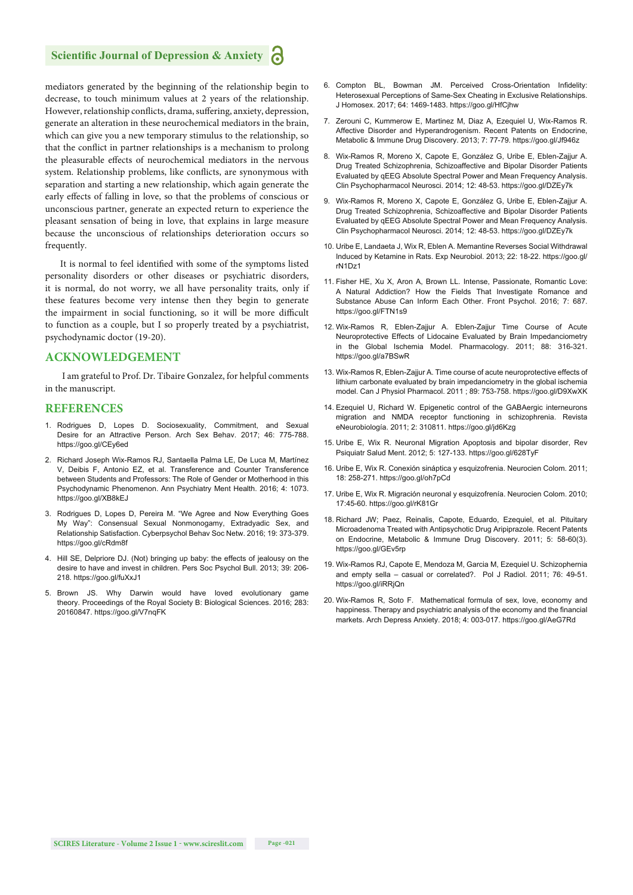mediators generated by the beginning of the relationship begin to decrease, to touch minimum values at 2 years of the relationship. However, relationship conflicts, drama, suffering, anxiety, depression, generate an alteration in these neurochemical mediators in the brain, which can give you a new temporary stimulus to the relationship, so that the conflict in partner relationships is a mechanism to prolong the pleasurable effects of neurochemical mediators in the nervous system. Relationship problems, like conflicts, are synonymous with separation and starting a new relationship, which again generate the early effects of falling in love, so that the problems of conscious or unconscious partner, generate an expected return to experience the pleasant sensation of being in love, that explains in large measure because the unconscious of relationships deterioration occurs so frequently.

It is normal to feel identified with some of the symptoms listed personality disorders or other diseases or psychiatric disorders, it is normal, do not worry, we all have personality traits, only if these features become very intense then they begin to generate the impairment in social functioning, so it will be more difficult to function as a couple, but I so properly treated by a psychiatrist, psychodynamic doctor (19-20).

## ACKNOWLEDGEMENT

I am grateful to Prof. Dr. Tibaire Gonzalez, for helpful comments in the manuscript.

## REFERENCES

1. Rodrigues D, Lopes D. Sociosexuality, Commitment, and Sexual Desire for an Attractive Person. Arch Sex Behav. 2017; 46: 775-788. https://goo.gl/CEy6ed
2. Richard Joseph Wix-Ramos RJ, Santaella Palma LE, De Luca M, Martínez V, Deibis F, Antonio EZ, et al. Transference and Counter Transference between Students and Professors: The Role of Gender or Motherhood in this Psychodynamic Phenomenon. Ann Psychiatry Ment Health. 2016; 4: 1073. https://goo.gl/XB8kEJ
3. Rodrigues D, Lopes D, Pereira M. "We Agree and Now Everything Goes My Way": Consensual Sexual Nonmonogamy, Extradyadic Sex, and Relationship Satisfaction. Cyberpsychol Behav Soc Netw. 2016; 19: 373-379. https://goo.gl/cRdm8f
4. Hill SE, Delpriore DJ. (Not) bringing up baby: the effects of jealousy on the desire to have and invest in children. Pers Soc Psychol Bull. 2013; 39: 206-218. https://goo.gl/fuXxJ1
5. Brown JS. Why Darwin would have loved evolutionary game theory. Proceedings of the Royal Society B: Biological Sciences. 2016; 283: 20160847. https://goo.gl/V7nqFK
6. Compton BL, Bowman JM. Perceived Cross-Orientation Infidelity: Heterosexual Perceptions of Same-Sex Cheating in Exclusive Relationships. J Homosex. 2017; 64: 1469-1483. https://goo.gl/HfCjhw
7. Zerouni C, Kummerow E, Martinez M, Diaz A, Ezequiel U, Wix-Ramos R. Affective Disorder and Hyperandrogenism. Recent Patents on Endocrine, Metabolic & Immune Drug Discovery. 2013; 7: 77-79. https://goo.gl/Jf946z
8. Wix-Ramos R, Moreno X, Capote E, González G, Uribe E, Eblen-Zajjur A. Drug Treated Schizophrenia, Schizoaffective and Bipolar Disorder Patients Evaluated by qEEG Absolute Spectral Power and Mean Frequency Analysis. Clin Psychopharmacol Neurosci. 2014; 12: 48-53. https://goo.gl/DZEy7k
9. Wix-Ramos R, Moreno X, Capote E, González G, Uribe E, Eblen-Zajjur A. Drug Treated Schizophrenia, Schizoaffective and Bipolar Disorder Patients Evaluated by qEEG Absolute Spectral Power and Mean Frequency Analysis. Clin Psychopharmacol Neurosci. 2014; 12: 48-53. https://goo.gl/DZEy7k
10. Uribe E, Landaeta J, Wix R, Eblen A. Memantine Reverses Social Withdrawal Induced by Ketamine in Rats. Exp Neurobiol. 2013; 22: 18-22. https://goo.gl/rN1Dz1
11. Fisher HE, Xu X, Aron A, Brown LL. Intense, Passionate, Romantic Love: A Natural Addiction? How the Fields That Investigate Romance and Substance Abuse Can Inform Each Other. Front Psychol. 2016; 7: 687. https://goo.gl/FTN1s9
12. Wix-Ramos R, Eblen-Zajjur A. Eblen-Zajjur Time Course of Acute Neuroprotective Effects of Lidocaine Evaluated by Brain Impedanciometry in the Global Ischemia Model. Pharmacology. 2011; 88: 316-321. https://goo.gl/a7BSwR
13. Wix-Ramos R, Eblen-Zajjur A. Time course of acute neuroprotective effects of lithium carbonate evaluated by brain impedanciometry in the global ischemia model. Can J Physiol Pharmacol. 2011 ; 89: 753-758. https://goo.gl/D9XwXK
14. Ezequiel U, Richard W. Epigenetic control of the GABAergic interneurons migration and NMDA receptor functioning in schizophrenia. Revista eNeurobiología. 2011; 2: 310811. https://goo.gl/jd6Kzg
15. Uribe E, Wix R. Neuronal Migration Apoptosis and bipolar disorder, Rev Psiquiatr Salud Ment. 2012; 5: 127-133. https://goo.gl/628TyF
16. Uribe E, Wix R. Conexión sináptica y esquizofrenia. Neurocien Colom. 2011; 18: 258-271. https://goo.gl/oh7pCd
17. Uribe E, Wix R. Migración neuronal y esquizofrenía. Neurocien Colom. 2010; 17:45-60. https://goo.gl/rK81Gr
18. Richard JW; Paez, Reinalis, Capote, Eduardo, Ezequiel, et al. Pituitary Microadenoma Treated with Antipsychotic Drug Aripiprazole. Recent Patents on Endocrine, Metabolic & Immune Drug Discovery. 2011; 5: 58-60(3). https://goo.gl/GEv5rp
19. Wix-Ramos RJ, Capote E, Mendoza M, Garcia M, Ezequiel U. Schizophernia and empty sella – casual or correlated?. Pol J Radiol. 2011; 76: 49-51. https://goo.gl/iRRjQn
20. Wix-Ramos R, Soto F. Mathematical formula of sex, love, economy and happiness. Therapy and psychiatric analysis of the economy and the financial markets. Arch Depress Anxiety. 2018; 4: 003-017. https://goo.gl/AeG7Rd